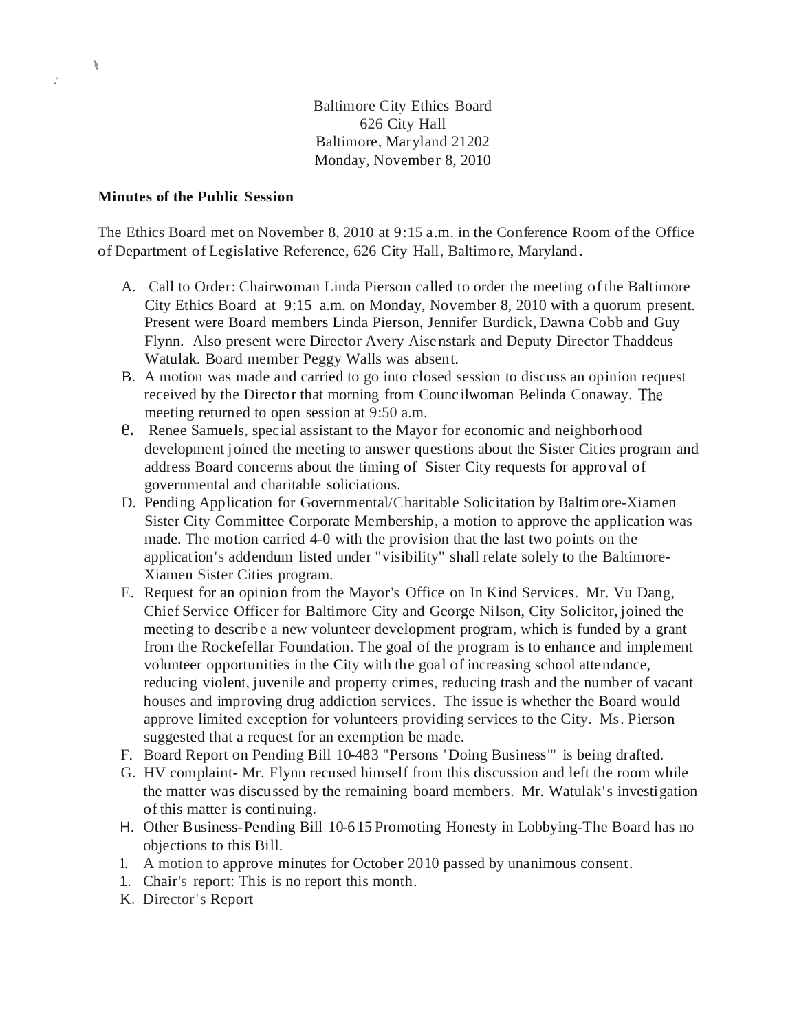Baltimore City Ethics Board
626 City Hall
Baltimore, Maryland 21202
Monday, November 8, 2010

**Minutes of the Public Session**

The Ethics Board met on November 8, 2010 at 9:15 a.m. in the Conference Room of the Office of Department of Legislative Reference, 626 City Hall, Baltimore, Maryland.

A. Call to Order: Chairwoman Linda Pierson called to order the meeting of the Baltimore City Ethics Board at 9:15 a.m. on Monday, November 8, 2010 with a quorum present. Present were Board members Linda Pierson, Jennifer Burdick, Dawna Cobb and Guy Flynn. Also present were Director Avery Aisenstark and Deputy Director Thaddeus Watulak. Board member Peggy Walls was absent.

B. A motion was made and carried to go into closed session to discuss an opinion request received by the Director that morning from Councilwoman Belinda Conaway. The meeting returned to open session at 9:50 a.m.

C. Renee Samuels, special assistant to the Mayor for economic and neighborhood development joined the meeting to answer questions about the Sister Cities program and address Board concerns about the timing of Sister City requests for approval of governmental and charitable soliciations.

D. Pending Application for Governmental/Charitable Solicitation by Baltimore-Xiamen Sister City Committee Corporate Membership, a motion to approve the application was made. The motion carried 4-0 with the provision that the last two points on the application's addendum listed under "visibility" shall relate solely to the Baltimore-Xiamen Sister Cities program.

E. Request for an opinion from the Mayor's Office on In Kind Services. Mr. Vu Dang, Chief Service Officer for Baltimore City and George Nilson, City Solicitor, joined the meeting to describe a new volunteer development program, which is funded by a grant from the Rockefellar Foundation. The goal of the program is to enhance and implement volunteer opportunities in the City with the goal of increasing school attendance, reducing violent, juvenile and property crimes, reducing trash and the number of vacant houses and improving drug addiction services. The issue is whether the Board would approve limited exception for volunteers providing services to the City. Ms. Pierson suggested that a request for an exemption be made.

F. Board Report on Pending Bill 10-483 "Persons 'Doing Business'" is being drafted.

G. HV complaint- Mr. Flynn recused himself from this discussion and left the room while the matter was discussed by the remaining board members. Mr. Watulak's investigation of this matter is continuing.

H. Other Business-Pending Bill 10-615 Promoting Honesty in Lobbying-The Board has no objections to this Bill.

I. A motion to approve minutes for October 2010 passed by unanimous consent.

J. Chair's report: This is no report this month.

K. Director's Report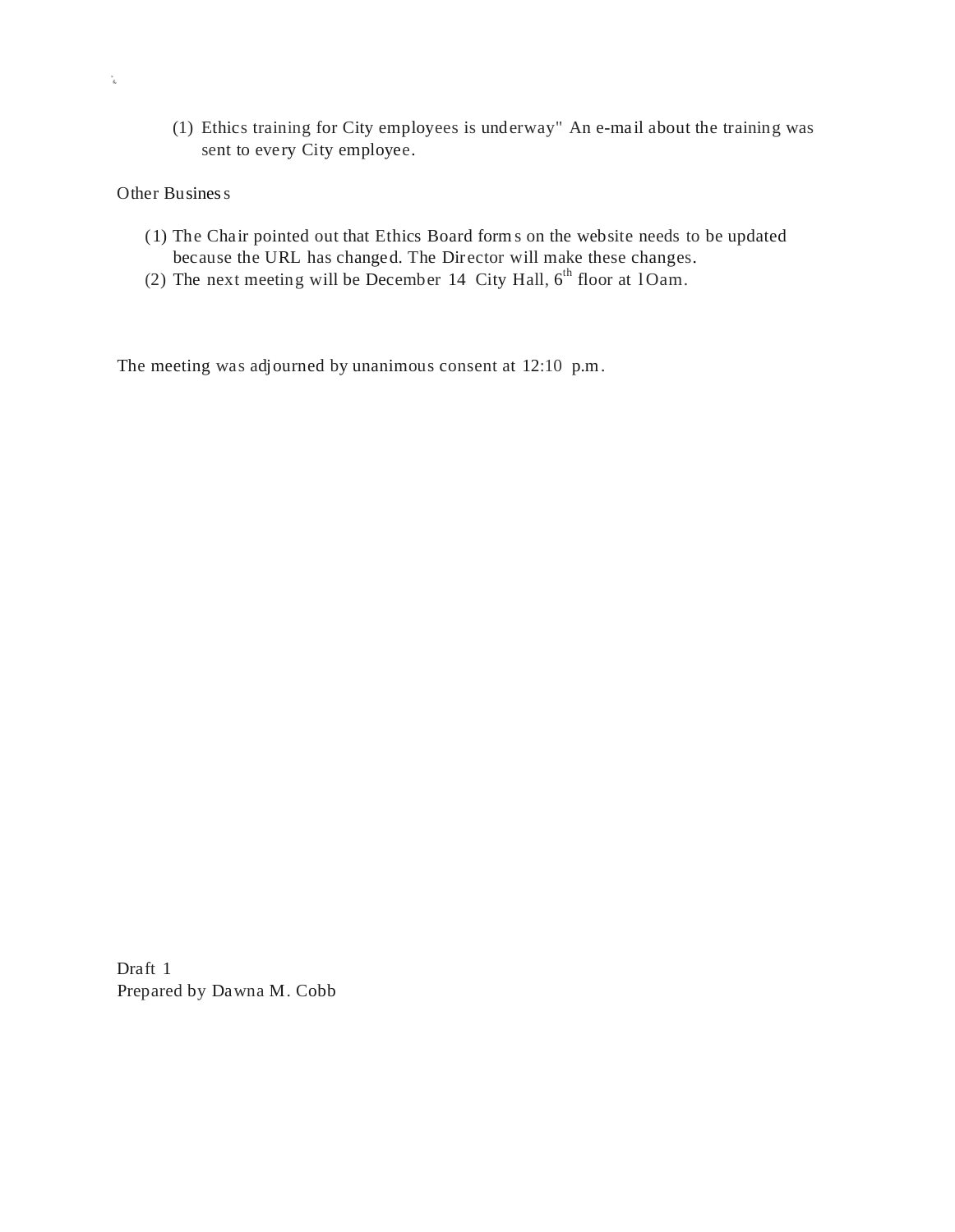(1) Ethics training for City employees is underway" An e-mail about the training was sent to every City employee.

Other Business

(1) The Chair pointed out that Ethics Board forms on the website needs to be updated because the URL has changed. The Director will make these changes.
(2) The next meeting will be December 14 City Hall, 6th floor at 10am.

The meeting was adjourned by unanimous consent at 12:10 p.m.

Draft 1
Prepared by Dawna M. Cobb